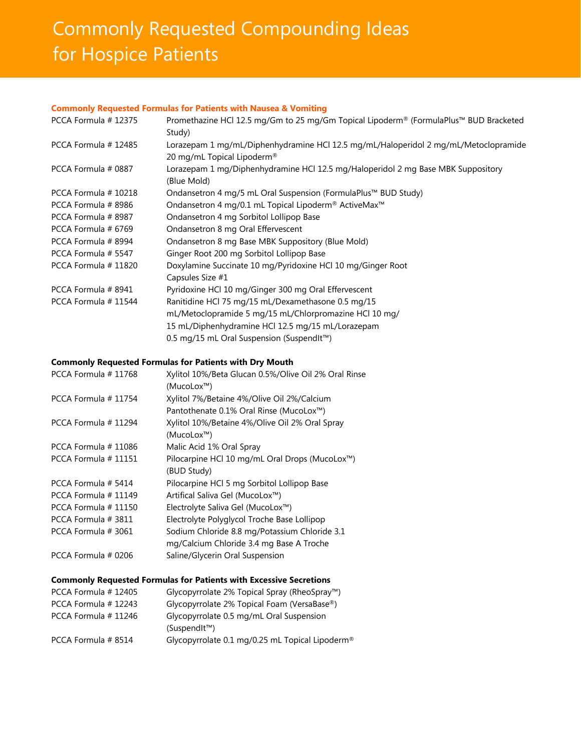# Commonly Requested Compounding Ideas for Hospice Patients

## Commonly Requested Formulas for Patients with Nausea & Vomiting

| | |
|---|---|
| PCCA Formula # 12375 | Promethazine HCl 12.5 mg/Gm to 25 mg/Gm Topical Lipoderm® (FormulaPlus™ BUD Bracketed Study) |
| PCCA Formula # 12485 | Lorazepam 1 mg/mL/Diphenhydramine HCl 12.5 mg/mL/Haloperidol 2 mg/mL/Metoclopramide 20 mg/mL Topical Lipoderm® |
| PCCA Formula # 0887 | Lorazepam 1 mg/Diphenhydramine HCl 12.5 mg/Haloperidol 2 mg Base MBK Suppository (Blue Mold) |
| PCCA Formula # 10218 | Ondansetron 4 mg/5 mL Oral Suspension (FormulaPlus™ BUD Study) |
| PCCA Formula # 8986 | Ondansetron 4 mg/0.1 mL Topical Lipoderm® ActiveMax™ |
| PCCA Formula # 8987 | Ondansetron 4 mg Sorbitol Lollipop Base |
| PCCA Formula # 6769 | Ondansetron 8 mg Oral Effervescent |
| PCCA Formula # 8994 | Ondansetron 8 mg Base MBK Suppository (Blue Mold) |
| PCCA Formula # 5547 | Ginger Root 200 mg Sorbitol Lollipop Base |
| PCCA Formula # 11820 | Doxylamine Succinate 10 mg/Pyridoxine HCl 10 mg/Ginger Root Capsules Size #1 |
| PCCA Formula # 8941 | Pyridoxine HCl 10 mg/Ginger 300 mg Oral Effervescent |
| PCCA Formula # 11544 | Ranitidine HCl 75 mg/15 mL/Dexamethasone 0.5 mg/15 mL/Metoclopramide 5 mg/15 mL/Chlorpromazine HCl 10 mg/15 mL/Diphenhydramine HCl 12.5 mg/15 mL/Lorazepam 0.5 mg/15 mL Oral Suspension (SuspendIt™) |

## Commonly Requested Formulas for Patients with Dry Mouth

| | |
|---|---|
| PCCA Formula # 11768 | Xylitol 10%/Beta Glucan 0.5%/Olive Oil 2% Oral Rinse (MucoLox™) |
| PCCA Formula # 11754 | Xylitol 7%/Betaine 4%/Olive Oil 2%/Calcium Pantothenate 0.1% Oral Rinse (MucoLox™) |
| PCCA Formula # 11294 | Xylitol 10%/Betaine 4%/Olive Oil 2% Oral Spray (MucoLox™) |
| PCCA Formula # 11086 | Malic Acid 1% Oral Spray |
| PCCA Formula # 11151 | Pilocarpine HCl 10 mg/mL Oral Drops (MucoLox™) (BUD Study) |
| PCCA Formula # 5414 | Pilocarpine HCl 5 mg Sorbitol Lollipop Base |
| PCCA Formula # 11149 | Artifical Saliva Gel (MucoLox™) |
| PCCA Formula # 11150 | Electrolyte Saliva Gel (MucoLox™) |
| PCCA Formula # 3811 | Electrolyte Polyglycol Troche Base Lollipop |
| PCCA Formula # 3061 | Sodium Chloride 8.8 mg/Potassium Chloride 3.1 mg/Calcium Chloride 3.4 mg Base A Troche |
| PCCA Formula # 0206 | Saline/Glycerin Oral Suspension |

## Commonly Requested Formulas for Patients with Excessive Secretions

| | |
|---|---|
| PCCA Formula # 12405 | Glycopyrrolate 2% Topical Spray (RheoSpray™) |
| PCCA Formula # 12243 | Glycopyrrolate 2% Topical Foam (VersaBase®) |
| PCCA Formula # 11246 | Glycopyrrolate 0.5 mg/mL Oral Suspension (SuspendIt™) |
| PCCA Formula # 8514 | Glycopyrrolate 0.1 mg/0.25 mL Topical Lipoderm® |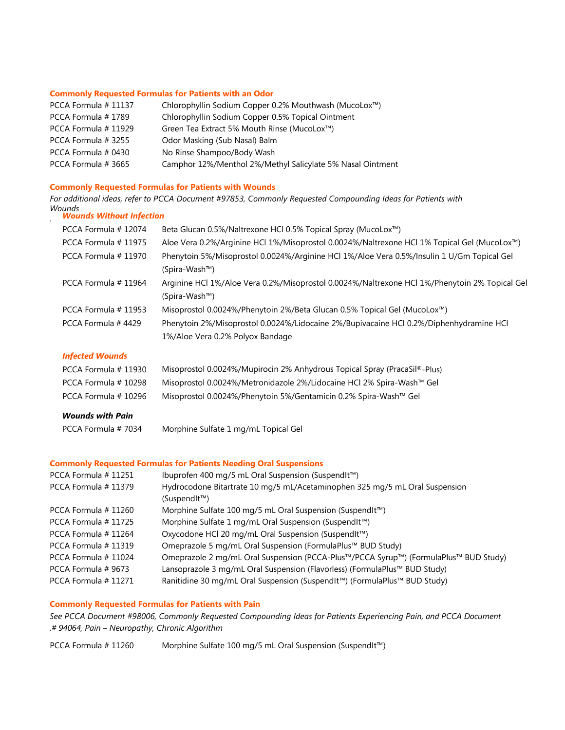### Commonly Requested Formulas for Patients with an Odor

| | |
|---|---|
| PCCA Formula # 11137 | Chlorophyllin Sodium Copper 0.2% Mouthwash (MucoLox™) |
| PCCA Formula # 1789 | Chlorophyllin Sodium Copper 0.5% Topical Ointment |
| PCCA Formula # 11929 | Green Tea Extract 5% Mouth Rinse (MucoLox™) |
| PCCA Formula # 3255 | Odor Masking (Sub Nasal) Balm |
| PCCA Formula # 0430 | No Rinse Shampoo/Body Wash |
| PCCA Formula # 3665 | Camphor 12%/Menthol 2%/Methyl Salicylate 5% Nasal Ointment |

### Commonly Requested Formulas for Patients with Wounds

*For additional ideas, refer to PCCA Document #97853, Commonly Requested Compounding Ideas for Patients with Wounds*

#### *Wounds Without Infection*

| | |
|---|---|
| PCCA Formula # 12074 | Beta Glucan 0.5%/Naltrexone HCl 0.5% Topical Spray (MucoLox™) |
| PCCA Formula # 11975 | Aloe Vera 0.2%/Arginine HCl 1%/Misoprostol 0.0024%/Naltrexone HCl 1% Topical Gel (MucoLox™) |
| PCCA Formula # 11970 | Phenytoin 5%/Misoprostol 0.0024%/Arginine HCl 1%/Aloe Vera 0.5%/Insulin 1 U/Gm Topical Gel (Spira-Wash™) |
| PCCA Formula # 11964 | Arginine HCl 1%/Aloe Vera 0.2%/Misoprostol 0.0024%/Naltrexone HCl 1%/Phenytoin 2% Topical Gel (Spira-Wash™) |
| PCCA Formula # 11953 | Misoprostol 0.0024%/Phenytoin 2%/Beta Glucan 0.5% Topical Gel (MucoLox™) |
| PCCA Formula # 4429 | Phenytoin 2%/Misoprostol 0.0024%/Lidocaine 2%/Bupivacaine HCl 0.2%/Diphenhydramine HCl 1%/Aloe Vera 0.2% Polyox Bandage |

#### *Infected Wounds*

| | |
|---|---|
| PCCA Formula # 11930 | Misoprostol 0.0024%/Mupirocin 2% Anhydrous Topical Spray (PracaSil®-Plus) |
| PCCA Formula # 10298 | Misoprostol 0.0024%/Metronidazole 2%/Lidocaine HCl 2% Spira-Wash™ Gel |
| PCCA Formula # 10296 | Misoprostol 0.0024%/Phenytoin 5%/Gentamicin 0.2% Spira-Wash™ Gel |

#### *Wounds with Pain*

| | |
|---|---|
| PCCA Formula # 7034 | Morphine Sulfate 1 mg/mL Topical Gel |

### Commonly Requested Formulas for Patients Needing Oral Suspensions

| | |
|---|---|
| PCCA Formula # 11251 | Ibuprofen 400 mg/5 mL Oral Suspension (SuspendIt™) |
| PCCA Formula # 11379 | Hydrocodone Bitartrate 10 mg/5 mL/Acetaminophen 325 mg/5 mL Oral Suspension (SuspendIt™) |
| PCCA Formula # 11260 | Morphine Sulfate 100 mg/5 mL Oral Suspension (SuspendIt™) |
| PCCA Formula # 11725 | Morphine Sulfate 1 mg/mL Oral Suspension (SuspendIt™) |
| PCCA Formula # 11264 | Oxycodone HCl 20 mg/mL Oral Suspension (SuspendIt™) |
| PCCA Formula # 11319 | Omeprazole 5 mg/mL Oral Suspension (FormulaPlus™ BUD Study) |
| PCCA Formula # 11024 | Omeprazole 2 mg/mL Oral Suspension (PCCA-Plus™/PCCA Syrup™) (FormulaPlus™ BUD Study) |
| PCCA Formula # 9673 | Lansoprazole 3 mg/mL Oral Suspension (Flavorless) (FormulaPlus™ BUD Study) |
| PCCA Formula # 11271 | Ranitidine 30 mg/mL Oral Suspension (SuspendIt™) (FormulaPlus™ BUD Study) |

### Commonly Requested Formulas for Patients with Pain

*See PCCA Document #98006, Commonly Requested Compounding Ideas for Patients Experiencing Pain, and PCCA Document .# 94064, Pain – Neuropathy, Chronic Algorithm*

| | |
|---|---|
| PCCA Formula # 11260 | Morphine Sulfate 100 mg/5 mL Oral Suspension (SuspendIt™) |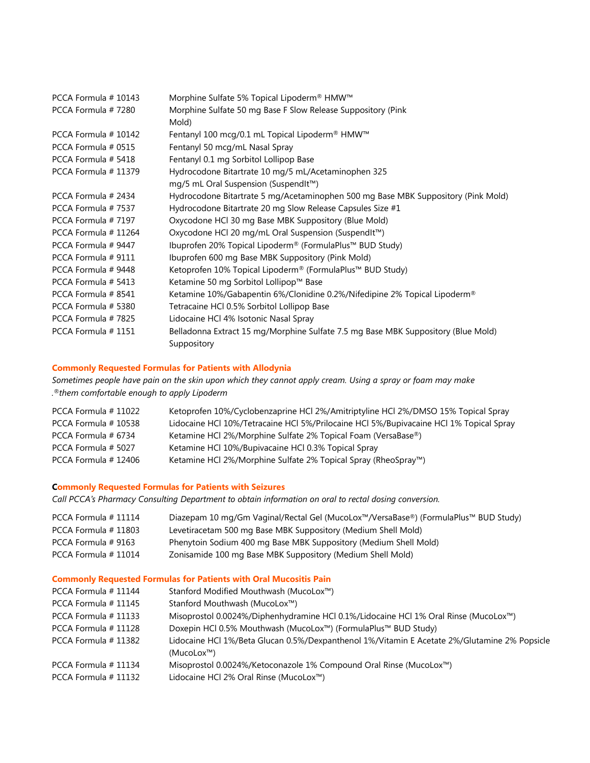| | |
|---|---|
| PCCA Formula # 10143 | Morphine Sulfate 5% Topical Lipoderm® HMW™ |
| PCCA Formula # 7280 | Morphine Sulfate 50 mg Base F Slow Release Suppository (Pink Mold) |
| PCCA Formula # 10142 | Fentanyl 100 mcg/0.1 mL Topical Lipoderm® HMW™ |
| PCCA Formula # 0515 | Fentanyl 50 mcg/mL Nasal Spray |
| PCCA Formula # 5418 | Fentanyl 0.1 mg Sorbitol Lollipop Base |
| PCCA Formula # 11379 | Hydrocodone Bitartrate 10 mg/5 mL/Acetaminophen 325 mg/5 mL Oral Suspension (SuspendIt™) |
| PCCA Formula # 2434 | Hydrocodone Bitartrate 5 mg/Acetaminophen 500 mg Base MBK Suppository (Pink Mold) |
| PCCA Formula # 7537 | Hydrocodone Bitartrate 20 mg Slow Release Capsules Size #1 |
| PCCA Formula # 7197 | Oxycodone HCl 30 mg Base MBK Suppository (Blue Mold) |
| PCCA Formula # 11264 | Oxycodone HCl 20 mg/mL Oral Suspension (SuspendIt™) |
| PCCA Formula # 9447 | Ibuprofen 20% Topical Lipoderm® (FormulaPlus™ BUD Study) |
| PCCA Formula # 9111 | Ibuprofen 600 mg Base MBK Suppository (Pink Mold) |
| PCCA Formula # 9448 | Ketoprofen 10% Topical Lipoderm® (FormulaPlus™ BUD Study) |
| PCCA Formula # 5413 | Ketamine 50 mg Sorbitol Lollipop™ Base |
| PCCA Formula # 8541 | Ketamine 10%/Gabapentin 6%/Clonidine 0.2%/Nifedipine 2% Topical Lipoderm® |
| PCCA Formula # 5380 | Tetracaine HCl 0.5% Sorbitol Lollipop Base |
| PCCA Formula # 7825 | Lidocaine HCl 4% Isotonic Nasal Spray |
| PCCA Formula # 1151 | Belladonna Extract 15 mg/Morphine Sulfate 7.5 mg Base MBK Suppository (Blue Mold) Suppository |

### Commonly Requested Formulas for Patients with Allodynia

*Sometimes people have pain on the skin upon which they cannot apply cream. Using a spray or foam may make them comfortable enough to apply Lipoderm®.*

| | |
|---|---|
| PCCA Formula # 11022 | Ketoprofen 10%/Cyclobenzaprine HCl 2%/Amitriptyline HCl 2%/DMSO 15% Topical Spray |
| PCCA Formula # 10538 | Lidocaine HCl 10%/Tetracaine HCl 5%/Prilocaine HCl 5%/Bupivacaine HCl 1% Topical Spray |
| PCCA Formula # 6734 | Ketamine HCl 2%/Morphine Sulfate 2% Topical Foam (VersaBase®) |
| PCCA Formula # 5027 | Ketamine HCl 10%/Bupivacaine HCl 0.3% Topical Spray |
| PCCA Formula # 12406 | Ketamine HCl 2%/Morphine Sulfate 2% Topical Spray (RheoSpray™) |

### Commonly Requested Formulas for Patients with Seizures

*Call PCCA's Pharmacy Consulting Department to obtain information on oral to rectal dosing conversion.*

| | |
|---|---|
| PCCA Formula # 11114 | Diazepam 10 mg/Gm Vaginal/Rectal Gel (MucoLox™/VersaBase®) (FormulaPlus™ BUD Study) |
| PCCA Formula # 11803 | Levetiracetam 500 mg Base MBK Suppository (Medium Shell Mold) |
| PCCA Formula # 9163 | Phenytoin Sodium 400 mg Base MBK Suppository (Medium Shell Mold) |
| PCCA Formula # 11014 | Zonisamide 100 mg Base MBK Suppository (Medium Shell Mold) |

### Commonly Requested Formulas for Patients with Oral Mucositis Pain

| | |
|---|---|
| PCCA Formula # 11144 | Stanford Modified Mouthwash (MucoLox™) |
| PCCA Formula # 11145 | Stanford Mouthwash (MucoLox™) |
| PCCA Formula # 11133 | Misoprostol 0.0024%/Diphenhydramine HCl 0.1%/Lidocaine HCl 1% Oral Rinse (MucoLox™) |
| PCCA Formula # 11128 | Doxepin HCl 0.5% Mouthwash (MucoLox™) (FormulaPlus™ BUD Study) |
| PCCA Formula # 11382 | Lidocaine HCl 1%/Beta Glucan 0.5%/Dexpanthenol 1%/Vitamin E Acetate 2%/Glutamine 2% Popsicle (MucoLox™) |
| PCCA Formula # 11134 | Misoprostol 0.0024%/Ketoconazole 1% Compound Oral Rinse (MucoLox™) |
| PCCA Formula # 11132 | Lidocaine HCl 2% Oral Rinse (MucoLox™) |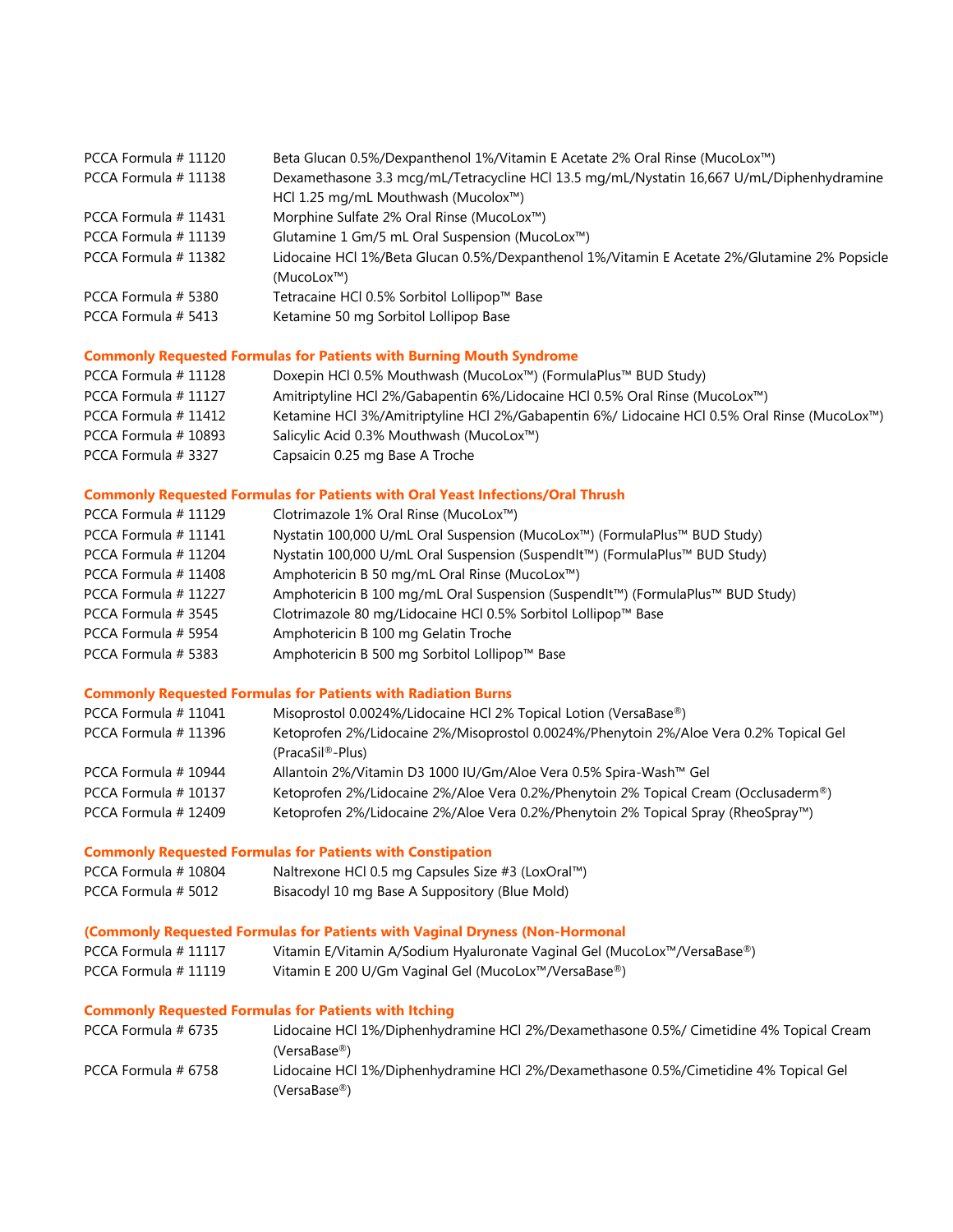| | |
|---|---|
| PCCA Formula # 11120 | Beta Glucan 0.5%/Dexpanthenol 1%/Vitamin E Acetate 2% Oral Rinse (MucoLox™) |
| PCCA Formula # 11138 | Dexamethasone 3.3 mcg/mL/Tetracycline HCl 13.5 mg/mL/Nystatin 16,667 U/mL/Diphenhydramine HCl 1.25 mg/mL Mouthwash (Mucolox™) |
| PCCA Formula # 11431 | Morphine Sulfate 2% Oral Rinse (MucoLox™) |
| PCCA Formula # 11139 | Glutamine 1 Gm/5 mL Oral Suspension (MucoLox™) |
| PCCA Formula # 11382 | Lidocaine HCl 1%/Beta Glucan 0.5%/Dexpanthenol 1%/Vitamin E Acetate 2%/Glutamine 2% Popsicle (MucoLox™) |
| PCCA Formula # 5380 | Tetracaine HCl 0.5% Sorbitol Lollipop™ Base |
| PCCA Formula # 5413 | Ketamine 50 mg Sorbitol Lollipop Base |

**Commonly Requested Formulas for Patients with Burning Mouth Syndrome**

| | |
|---|---|
| PCCA Formula # 11128 | Doxepin HCl 0.5% Mouthwash (MucoLox™) (FormulaPlus™ BUD Study) |
| PCCA Formula # 11127 | Amitriptyline HCl 2%/Gabapentin 6%/Lidocaine HCl 0.5% Oral Rinse (MucoLox™) |
| PCCA Formula # 11412 | Ketamine HCl 3%/Amitriptyline HCl 2%/Gabapentin 6%/ Lidocaine HCl 0.5% Oral Rinse (MucoLox™) |
| PCCA Formula # 10893 | Salicylic Acid 0.3% Mouthwash (MucoLox™) |
| PCCA Formula # 3327 | Capsaicin 0.25 mg Base A Troche |

**Commonly Requested Formulas for Patients with Oral Yeast Infections/Oral Thrush**

| | |
|---|---|
| PCCA Formula # 11129 | Clotrimazole 1% Oral Rinse (MucoLox™) |
| PCCA Formula # 11141 | Nystatin 100,000 U/mL Oral Suspension (MucoLox™) (FormulaPlus™ BUD Study) |
| PCCA Formula # 11204 | Nystatin 100,000 U/mL Oral Suspension (SuspendIt™) (FormulaPlus™ BUD Study) |
| PCCA Formula # 11408 | Amphotericin B 50 mg/mL Oral Rinse (MucoLox™) |
| PCCA Formula # 11227 | Amphotericin B 100 mg/mL Oral Suspension (SuspendIt™) (FormulaPlus™ BUD Study) |
| PCCA Formula # 3545 | Clotrimazole 80 mg/Lidocaine HCl 0.5% Sorbitol Lollipop™ Base |
| PCCA Formula # 5954 | Amphotericin B 100 mg Gelatin Troche |
| PCCA Formula # 5383 | Amphotericin B 500 mg Sorbitol Lollipop™ Base |

**Commonly Requested Formulas for Patients with Radiation Burns**

| | |
|---|---|
| PCCA Formula # 11041 | Misoprostol 0.0024%/Lidocaine HCl 2% Topical Lotion (VersaBase®) |
| PCCA Formula # 11396 | Ketoprofen 2%/Lidocaine 2%/Misoprostol 0.0024%/Phenytoin 2%/Aloe Vera 0.2% Topical Gel (PracaSil®-Plus) |
| PCCA Formula # 10944 | Allantoin 2%/Vitamin D3 1000 IU/Gm/Aloe Vera 0.5% Spira-Wash™ Gel |
| PCCA Formula # 10137 | Ketoprofen 2%/Lidocaine 2%/Aloe Vera 0.2%/Phenytoin 2% Topical Cream (Occlusaderm®) |
| PCCA Formula # 12409 | Ketoprofen 2%/Lidocaine 2%/Aloe Vera 0.2%/Phenytoin 2% Topical Spray (RheoSpray™) |

**Commonly Requested Formulas for Patients with Constipation**

| | |
|---|---|
| PCCA Formula # 10804 | Naltrexone HCl 0.5 mg Capsules Size #3 (LoxOral™) |
| PCCA Formula # 5012 | Bisacodyl 10 mg Base A Suppository (Blue Mold) |

**(Commonly Requested Formulas for Patients with Vaginal Dryness (Non-Hormonal**

| | |
|---|---|
| PCCA Formula # 11117 | Vitamin E/Vitamin A/Sodium Hyaluronate Vaginal Gel (MucoLox™/VersaBase®) |
| PCCA Formula # 11119 | Vitamin E 200 U/Gm Vaginal Gel (MucoLox™/VersaBase®) |

**Commonly Requested Formulas for Patients with Itching**

| | |
|---|---|
| PCCA Formula # 6735 | Lidocaine HCl 1%/Diphenhydramine HCl 2%/Dexamethasone 0.5%/ Cimetidine 4% Topical Cream (VersaBase®) |
| PCCA Formula # 6758 | Lidocaine HCl 1%/Diphenhydramine HCl 2%/Dexamethasone 0.5%/Cimetidine 4% Topical Gel (VersaBase®) |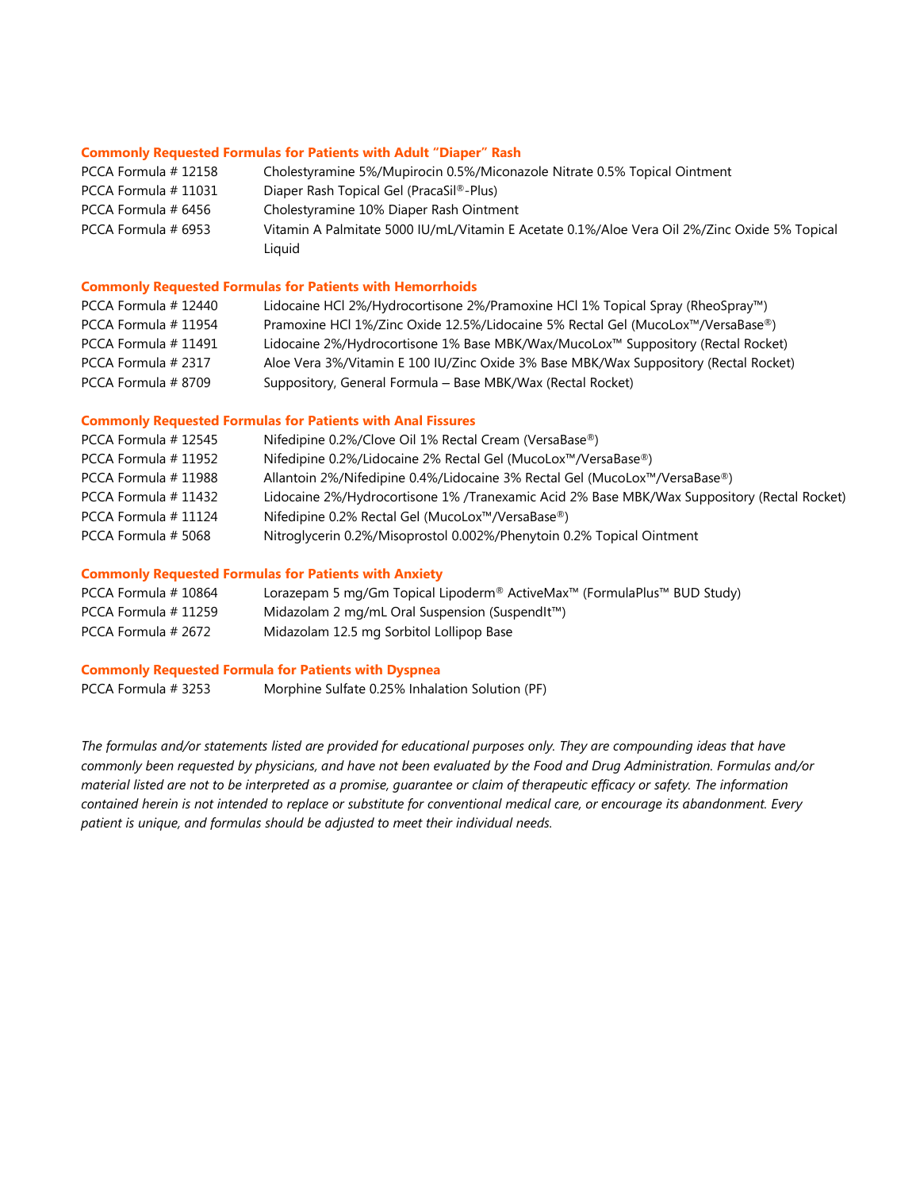**Commonly Requested Formulas for Patients with Adult "Diaper" Rash**

| | |
|---|---|
| PCCA Formula # 12158 | Cholestyramine 5%/Mupirocin 0.5%/Miconazole Nitrate 0.5% Topical Ointment |
| PCCA Formula # 11031 | Diaper Rash Topical Gel (PracaSil®-Plus) |
| PCCA Formula # 6456 | Cholestyramine 10% Diaper Rash Ointment |
| PCCA Formula # 6953 | Vitamin A Palmitate 5000 IU/mL/Vitamin E Acetate 0.1%/Aloe Vera Oil 2%/Zinc Oxide 5% Topical Liquid |

**Commonly Requested Formulas for Patients with Hemorrhoids**

| | |
|---|---|
| PCCA Formula # 12440 | Lidocaine HCl 2%/Hydrocortisone 2%/Pramoxine HCl 1% Topical Spray (RheoSpray™) |
| PCCA Formula # 11954 | Pramoxine HCl 1%/Zinc Oxide 12.5%/Lidocaine 5% Rectal Gel (MucoLox™/VersaBase®) |
| PCCA Formula # 11491 | Lidocaine 2%/Hydrocortisone 1% Base MBK/Wax/MucoLox™ Suppository (Rectal Rocket) |
| PCCA Formula # 2317 | Aloe Vera 3%/Vitamin E 100 IU/Zinc Oxide 3% Base MBK/Wax Suppository (Rectal Rocket) |
| PCCA Formula # 8709 | Suppository, General Formula – Base MBK/Wax (Rectal Rocket) |

**Commonly Requested Formulas for Patients with Anal Fissures**

| | |
|---|---|
| PCCA Formula # 12545 | Nifedipine 0.2%/Clove Oil 1% Rectal Cream (VersaBase®) |
| PCCA Formula # 11952 | Nifedipine 0.2%/Lidocaine 2% Rectal Gel (MucoLox™/VersaBase®) |
| PCCA Formula # 11988 | Allantoin 2%/Nifedipine 0.4%/Lidocaine 3% Rectal Gel (MucoLox™/VersaBase®) |
| PCCA Formula # 11432 | Lidocaine 2%/Hydrocortisone 1% /Tranexamic Acid 2% Base MBK/Wax Suppository (Rectal Rocket) |
| PCCA Formula # 11124 | Nifedipine 0.2% Rectal Gel (MucoLox™/VersaBase®) |
| PCCA Formula # 5068 | Nitroglycerin 0.2%/Misoprostol 0.002%/Phenytoin 0.2% Topical Ointment |

**Commonly Requested Formulas for Patients with Anxiety**

| | |
|---|---|
| PCCA Formula # 10864 | Lorazepam 5 mg/Gm Topical Lipoderm® ActiveMax™ (FormulaPlus™ BUD Study) |
| PCCA Formula # 11259 | Midazolam 2 mg/mL Oral Suspension (SuspendIt™) |
| PCCA Formula # 2672 | Midazolam 12.5 mg Sorbitol Lollipop Base |

**Commonly Requested Formula for Patients with Dyspnea**

| | |
|---|---|
| PCCA Formula # 3253 | Morphine Sulfate 0.25% Inhalation Solution (PF) |

*The formulas and/or statements listed are provided for educational purposes only. They are compounding ideas that have commonly been requested by physicians, and have not been evaluated by the Food and Drug Administration. Formulas and/or material listed are not to be interpreted as a promise, guarantee or claim of therapeutic efficacy or safety. The information contained herein is not intended to replace or substitute for conventional medical care, or encourage its abandonment. Every patient is unique, and formulas should be adjusted to meet their individual needs.*